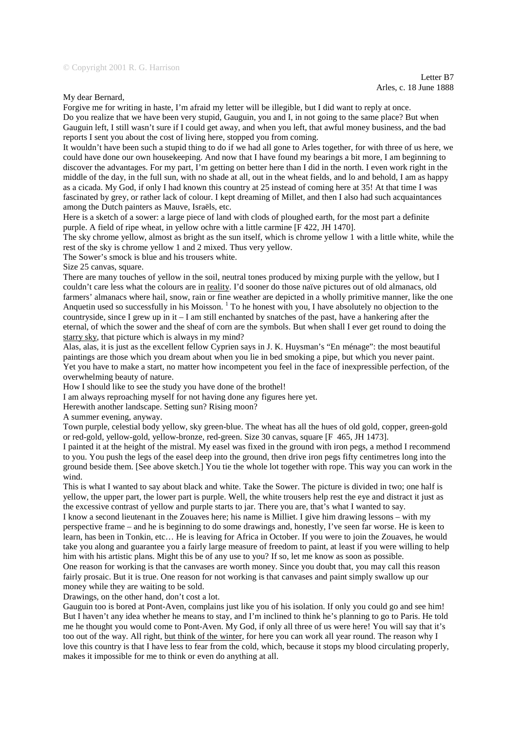© Copyright 2001 R. G. Harrison

Letter B7
Arles, c. 18 June 1888

My dear Bernard,

Forgive me for writing in haste, I'm afraid my letter will be illegible, but I did want to reply at once.

Do you realize that we have been very stupid, Gauguin, you and I, in not going to the same place? But when Gauguin left, I still wasn't sure if I could get away, and when you left, that awful money business, and the bad reports I sent you about the cost of living here, stopped you from coming.

It wouldn't have been such a stupid thing to do if we had all gone to Arles together, for with three of us here, we could have done our own housekeeping. And now that I have found my bearings a bit more, I am beginning to discover the advantages. For my part, I'm getting on better here than I did in the north. I even work right in the middle of the day, in the full sun, with no shade at all, out in the wheat fields, and lo and behold, I am as happy as a cicada. My God, if only I had known this country at 25 instead of coming here at 35! At that time I was fascinated by grey, or rather lack of colour. I kept dreaming of Millet, and then I also had such acquaintances among the Dutch painters as Mauve, Israëls, etc.

Here is a sketch of a sower: a large piece of land with clods of ploughed earth, for the most part a definite purple. A field of ripe wheat, in yellow ochre with a little carmine [F 422, JH 1470].

The sky chrome yellow, almost as bright as the sun itself, which is chrome yellow 1 with a little white, while the rest of the sky is chrome yellow 1 and 2 mixed. Thus very yellow.

The Sower's smock is blue and his trousers white.

Size 25 canvas, square.

There are many touches of yellow in the soil, neutral tones produced by mixing purple with the yellow, but I couldn't care less what the colours are in <u>reality</u>. I'd sooner do those naïve pictures out of old almanacs, old farmers' almanacs where hail, snow, rain or fine weather are depicted in a wholly primitive manner, like the one Anquetin used so successfully in his Moisson. [1] To he honest with you, I have absolutely no objection to the countryside, since I grew up in it – I am still enchanted by snatches of the past, have a hankering after the eternal, of which the sower and the sheaf of corn are the symbols. But when shall I ever get round to doing the <u>starry sky</u>, that picture which is always in my mind?

Alas, alas, it is just as the excellent fellow Cyprien says in J. K. Huysman's "En ménage": the most beautiful paintings are those which you dream about when you lie in bed smoking a pipe, but which you never paint. Yet you have to make a start, no matter how incompetent you feel in the face of inexpressible perfection, of the overwhelming beauty of nature.

How I should like to see the study you have done of the brothel!

I am always reproaching myself for not having done any figures here yet.

Herewith another landscape. Setting sun? Rising moon?

A summer evening, anyway.

Town purple, celestial body yellow, sky green-blue. The wheat has all the hues of old gold, copper, green-gold or red-gold, yellow-gold, yellow-bronze, red-green. Size 30 canvas, square [F 465, JH 1473].

I painted it at the height of the mistral. My easel was fixed in the ground with iron pegs, a method I recommend to you. You push the legs of the easel deep into the ground, then drive iron pegs fifty centimetres long into the ground beside them. [See above sketch.] You tie the whole lot together with rope. This way you can work in the wind.

This is what I wanted to say about black and white. Take the Sower. The picture is divided in two; one half is yellow, the upper part, the lower part is purple. Well, the white trousers help rest the eye and distract it just as the excessive contrast of yellow and purple starts to jar. There you are, that's what I wanted to say.

I know a second lieutenant in the Zouaves here; his name is Milliet. I give him drawing lessons – with my perspective frame – and he is beginning to do some drawings and, honestly, I've seen far worse. He is keen to learn, has been in Tonkin, etc… He is leaving for Africa in October. If you were to join the Zouaves, he would take you along and guarantee you a fairly large measure of freedom to paint, at least if you were willing to help him with his artistic plans. Might this be of any use to you? If so, let me know as soon as possible.

One reason for working is that the canvases are worth money. Since you doubt that, you may call this reason fairly prosaic. But it is true. One reason for not working is that canvases and paint simply swallow up our money while they are waiting to be sold.

Drawings, on the other hand, don't cost a lot.

Gauguin too is bored at Pont-Aven, complains just like you of his isolation. If only you could go and see him! But I haven't any idea whether he means to stay, and I'm inclined to think he's planning to go to Paris. He told me he thought you would come to Pont-Aven. My God, if only all three of us were here! You will say that it's too out of the way. All right, <u>but think of the winter</u>, for here you can work all year round. The reason why I love this country is that I have less to fear from the cold, which, because it stops my blood circulating properly, makes it impossible for me to think or even do anything at all.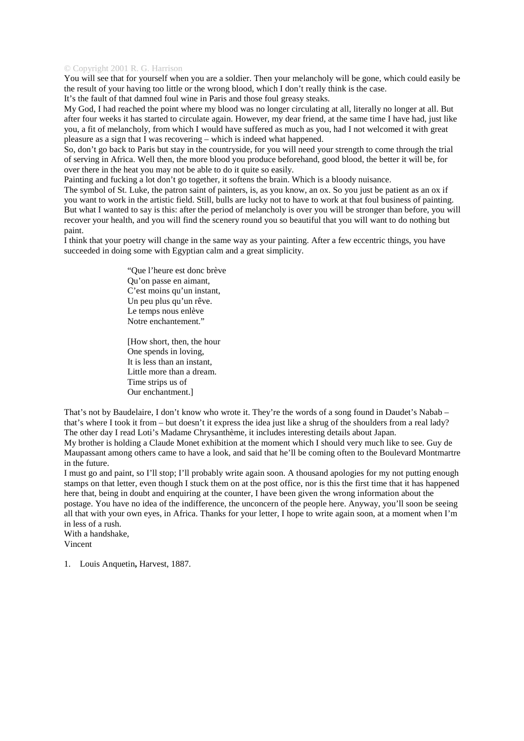© Copyright 2001 R. G. Harrison

You will see that for yourself when you are a soldier. Then your melancholy will be gone, which could easily be the result of your having too little or the wrong blood, which I don't really think is the case.

It's the fault of that damned foul wine in Paris and those foul greasy steaks.

My God, I had reached the point where my blood was no longer circulating at all, literally no longer at all. But after four weeks it has started to circulate again. However, my dear friend, at the same time I have had, just like you, a fit of melancholy, from which I would have suffered as much as you, had I not welcomed it with great pleasure as a sign that I was recovering – which is indeed what happened.

So, don't go back to Paris but stay in the countryside, for you will need your strength to come through the trial of serving in Africa. Well then, the more blood you produce beforehand, good blood, the better it will be, for over there in the heat you may not be able to do it quite so easily.

Painting and fucking a lot don't go together, it softens the brain. Which is a bloody nuisance.

The symbol of St. Luke, the patron saint of painters, is, as you know, an ox. So you just be patient as an ox if you want to work in the artistic field. Still, bulls are lucky not to have to work at that foul business of painting. But what I wanted to say is this: after the period of melancholy is over you will be stronger than before, you will recover your health, and you will find the scenery round you so beautiful that you will want to do nothing but paint.

I think that your poetry will change in the same way as your painting. After a few eccentric things, you have succeeded in doing some with Egyptian calm and a great simplicity.

> "Que l'heure est donc brève
> Qu'on passe en aimant,
> C'est moins qu'un instant,
> Un peu plus qu'un rêve.
> Le temps nous enlève
> Notre enchantement."
>
> [How short, then, the hour
> One spends in loving,
> It is less than an instant,
> Little more than a dream.
> Time strips us of
> Our enchantment.]

That's not by Baudelaire, I don't know who wrote it. They're the words of a song found in Daudet's Nabab – that's where I took it from – but doesn't it express the idea just like a shrug of the shoulders from a real lady?

The other day I read Loti's Madame Chrysanthème, it includes interesting details about Japan.

My brother is holding a Claude Monet exhibition at the moment which I should very much like to see. Guy de Maupassant among others came to have a look, and said that he'll be coming often to the Boulevard Montmartre in the future.

I must go and paint, so I'll stop; I'll probably write again soon. A thousand apologies for my not putting enough stamps on that letter, even though I stuck them on at the post office, nor is this the first time that it has happened here that, being in doubt and enquiring at the counter, I have been given the wrong information about the postage. You have no idea of the indifference, the unconcern of the people here. Anyway, you'll soon be seeing all that with your own eyes, in Africa. Thanks for your letter, I hope to write again soon, at a moment when I'm in less of a rush.

With a handshake,
Vincent

1. Louis Anquetin**,** Harvest, 1887.